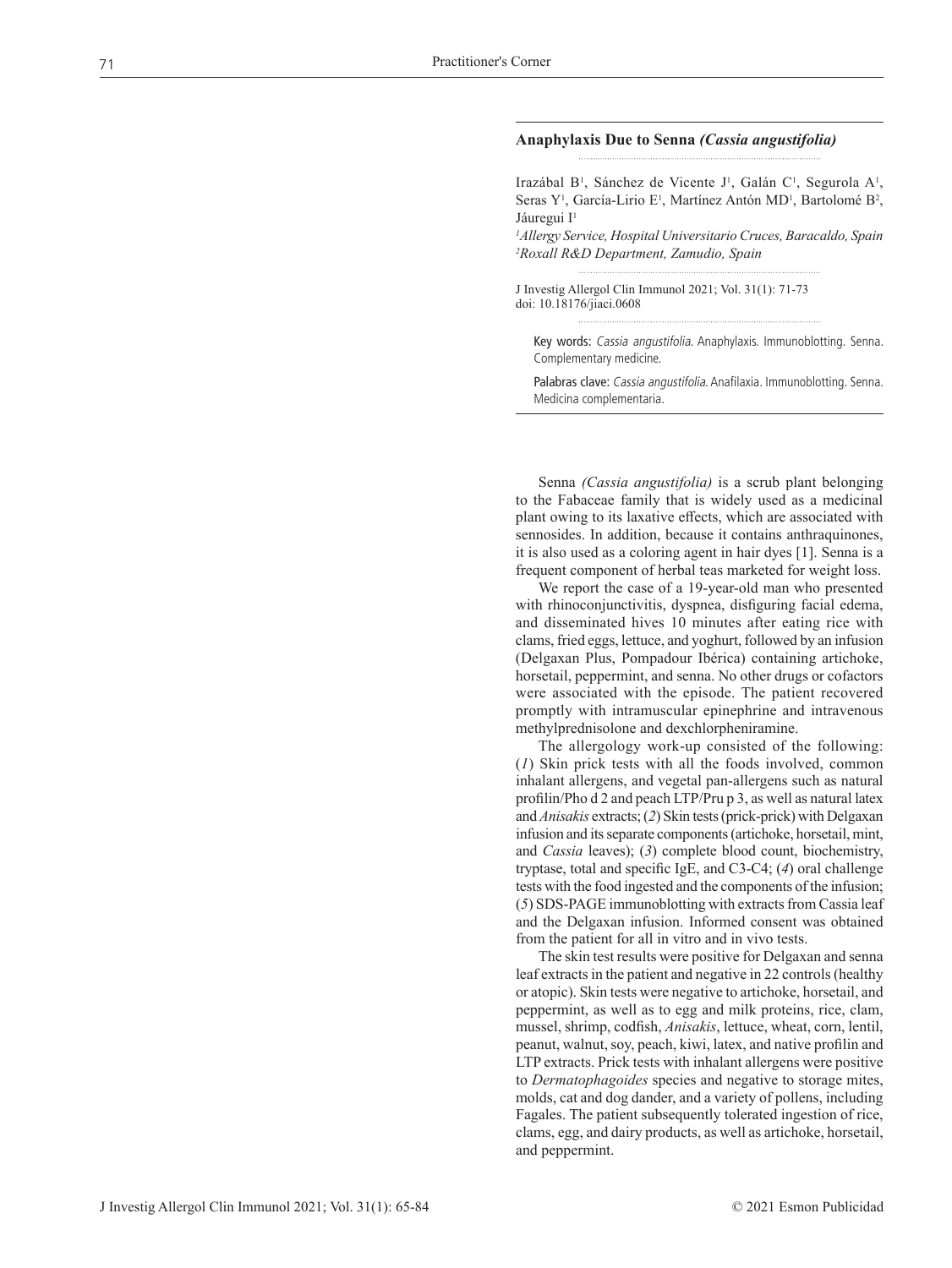## Anaphylaxis Due to Senna *(Cassia angustifolia)*

Irazábal B[1], Sánchez de Vicente J[1], Galán C[1], Segurola A[1], Seras Y[1], García-Lirio E[1], Martínez Antón MD[1], Bartolomé B[2], Jáuregui I[1]

[1]*Allergy Service, Hospital Universitario Cruces, Baracaldo, Spain*
[2]*Roxall R&D Department, Zamudio, Spain*

J Investig Allergol Clin Immunol 2021; Vol. 31(1): 71-73
doi: 10.18176/jiaci.0608

Key words: *Cassia angustifolia*. Anaphylaxis. Immunoblotting. Senna. Complementary medicine.

Palabras clave: *Cassia angustifolia*. Anafilaxia. Immunoblotting. Senna. Medicina complementaria.

Senna *(Cassia angustifolia)* is a scrub plant belonging to the Fabaceae family that is widely used as a medicinal plant owing to its laxative effects, which are associated with sennosides. In addition, because it contains anthraquinones, it is also used as a coloring agent in hair dyes [1]. Senna is a frequent component of herbal teas marketed for weight loss.

We report the case of a 19-year-old man who presented with rhinoconjunctivitis, dyspnea, disfiguring facial edema, and disseminated hives 10 minutes after eating rice with clams, fried eggs, lettuce, and yoghurt, followed by an infusion (Delgaxan Plus, Pompadour Ibérica) containing artichoke, horsetail, peppermint, and senna. No other drugs or cofactors were associated with the episode. The patient recovered promptly with intramuscular epinephrine and intravenous methylprednisolone and dexchlorpheniramine.

The allergology work-up consisted of the following: (*1*) Skin prick tests with all the foods involved, common inhalant allergens, and vegetal pan-allergens such as natural profilin/Pho d 2 and peach LTP/Pru p 3, as well as natural latex and *Anisakis* extracts; (*2*) Skin tests (prick-prick) with Delgaxan infusion and its separate components (artichoke, horsetail, mint, and *Cassia* leaves); (*3*) complete blood count, biochemistry, tryptase, total and specific IgE, and C3-C4; (*4*) oral challenge tests with the food ingested and the components of the infusion; (*5*) SDS-PAGE immunoblotting with extracts from Cassia leaf and the Delgaxan infusion. Informed consent was obtained from the patient for all in vitro and in vivo tests.

The skin test results were positive for Delgaxan and senna leaf extracts in the patient and negative in 22 controls (healthy or atopic). Skin tests were negative to artichoke, horsetail, and peppermint, as well as to egg and milk proteins, rice, clam, mussel, shrimp, codfish, *Anisakis*, lettuce, wheat, corn, lentil, peanut, walnut, soy, peach, kiwi, latex, and native profilin and LTP extracts. Prick tests with inhalant allergens were positive to *Dermatophagoides* species and negative to storage mites, molds, cat and dog dander, and a variety of pollens, including Fagales. The patient subsequently tolerated ingestion of rice, clams, egg, and dairy products, as well as artichoke, horsetail, and peppermint.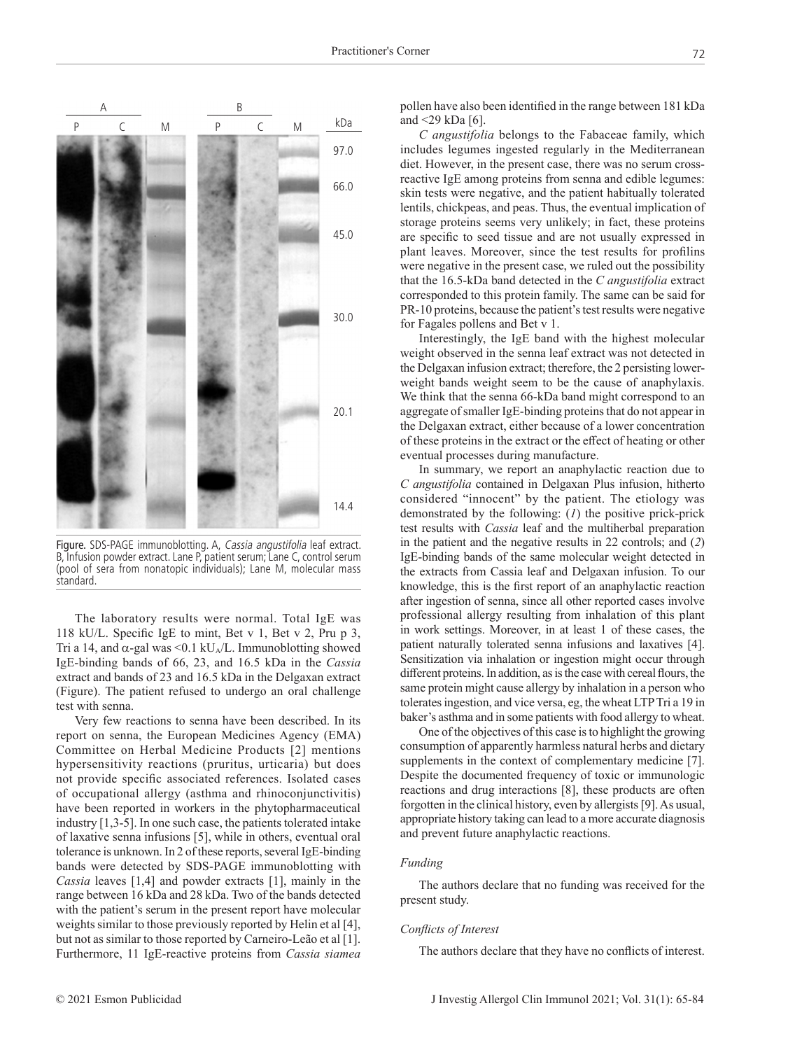Figure. SDS-PAGE immunoblotting. A, *Cassia angustifolia* leaf extract. B, Infusion powder extract. Lane P, patient serum; Lane C, control serum (pool of sera from nonatopic individuals); Lane M, molecular mass standard.

The laboratory results were normal. Total IgE was 118 kU/L. Specific IgE to mint, Bet v 1, Bet v 2, Pru p 3, Tri a 14, and α-gal was <0.1 $kU_A/L$. Immunoblotting showed IgE-binding bands of 66, 23, and 16.5 kDa in the *Cassia* extract and bands of 23 and 16.5 kDa in the Delgaxan extract (Figure). The patient refused to undergo an oral challenge test with senna.

Very few reactions to senna have been described. In its report on senna, the European Medicines Agency (EMA) Committee on Herbal Medicine Products [2] mentions hypersensitivity reactions (pruritus, urticaria) but does not provide specific associated references. Isolated cases of occupational allergy (asthma and rhinoconjunctivitis) have been reported in workers in the phytopharmaceutical industry [1,3-5]. In one such case, the patients tolerated intake of laxative senna infusions [5], while in others, eventual oral tolerance is unknown. In 2 of these reports, several IgE-binding bands were detected by SDS-PAGE immunoblotting with *Cassia* leaves [1,4] and powder extracts [1], mainly in the range between 16 kDa and 28 kDa. Two of the bands detected with the patient's serum in the present report have molecular weights similar to those previously reported by Helin et al [4], but not as similar to those reported by Carneiro-Leão et al [1]. Furthermore, 11 IgE-reactive proteins from *Cassia siamea* pollen have also been identified in the range between 181 kDa and <29 kDa [6].

*C angustifolia* belongs to the Fabaceae family, which includes legumes ingested regularly in the Mediterranean diet. However, in the present case, there was no serum cross-reactive IgE among proteins from senna and edible legumes: skin tests were negative, and the patient habitually tolerated lentils, chickpeas, and peas. Thus, the eventual implication of storage proteins seems very unlikely; in fact, these proteins are specific to seed tissue and are not usually expressed in plant leaves. Moreover, since the test results for profilins were negative in the present case, we ruled out the possibility that the 16.5-kDa band detected in the *C angustifolia* extract corresponded to this protein family. The same can be said for PR-10 proteins, because the patient's test results were negative for Fagales pollens and Bet v 1.

Interestingly, the IgE band with the highest molecular weight observed in the senna leaf extract was not detected in the Delgaxan infusion extract; therefore, the 2 persisting lower-weight bands weight seem to be the cause of anaphylaxis. We think that the senna 66-kDa band might correspond to an aggregate of smaller IgE-binding proteins that do not appear in the Delgaxan extract, either because of a lower concentration of these proteins in the extract or the effect of heating or other eventual processes during manufacture.

In summary, we report an anaphylactic reaction due to *C angustifolia* contained in Delgaxan Plus infusion, hitherto considered "innocent" by the patient. The etiology was demonstrated by the following: (*1*) the positive prick-prick test results with *Cassia* leaf and the multiherbal preparation in the patient and the negative results in 22 controls; and (*2*) IgE-binding bands of the same molecular weight detected in the extracts from Cassia leaf and Delgaxan infusion. To our knowledge, this is the first report of an anaphylactic reaction after ingestion of senna, since all other reported cases involve professional allergy resulting from inhalation of this plant in work settings. Moreover, in at least 1 of these cases, the patient naturally tolerated senna infusions and laxatives [4]. Sensitization via inhalation or ingestion might occur through different proteins. In addition, as is the case with cereal flours, the same protein might cause allergy by inhalation in a person who tolerates ingestion, and vice versa, eg, the wheat LTP Tri a 19 in baker's asthma and in some patients with food allergy to wheat.

One of the objectives of this case is to highlight the growing consumption of apparently harmless natural herbs and dietary supplements in the context of complementary medicine [7]. Despite the documented frequency of toxic or immunologic reactions and drug interactions [8], these products are often forgotten in the clinical history, even by allergists [9]. As usual, appropriate history taking can lead to a more accurate diagnosis and prevent future anaphylactic reactions.

### *Funding*

The authors declare that no funding was received for the present study.

### *Conflicts of Interest*

The authors declare that they have no conflicts of interest.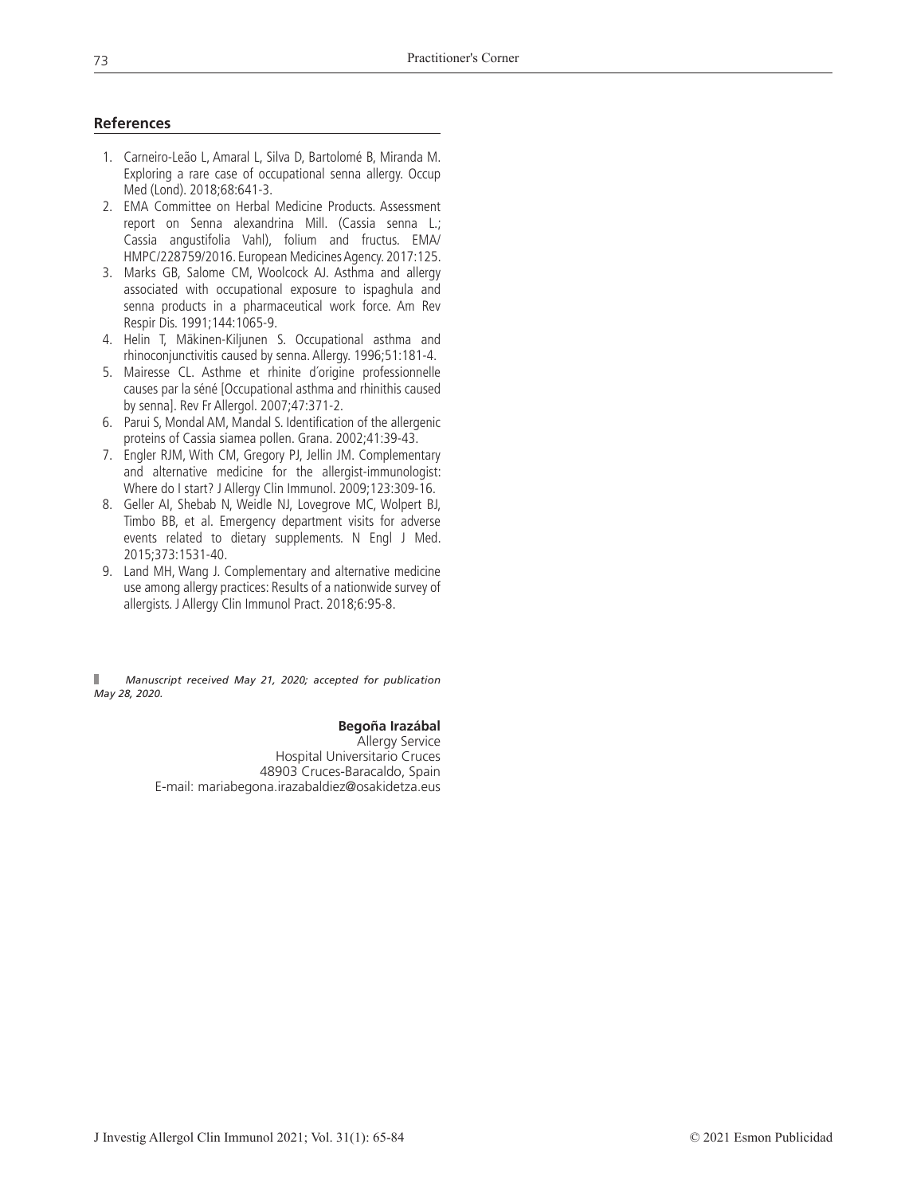## References

1. Carneiro-Leão L, Amaral L, Silva D, Bartolomé B, Miranda M. Exploring a rare case of occupational senna allergy. Occup Med (Lond). 2018;68:641-3.
2. EMA Committee on Herbal Medicine Products. Assessment report on Senna alexandrina Mill. (Cassia senna L.; Cassia angustifolia Vahl), folium and fructus. EMA/HMPC/228759/2016. European Medicines Agency. 2017:125.
3. Marks GB, Salome CM, Woolcock AJ. Asthma and allergy associated with occupational exposure to ispaghula and senna products in a pharmaceutical work force. Am Rev Respir Dis. 1991;144:1065-9.
4. Helin T, Mäkinen-Kiljunen S. Occupational asthma and rhinoconjunctivitis caused by senna. Allergy. 1996;51:181-4.
5. Mairesse CL. Asthme et rhinite d'origine professionnelle causes par la séné [Occupational asthma and rhinithis caused by senna]. Rev Fr Allergol. 2007;47:371-2.
6. Parui S, Mondal AM, Mandal S. Identification of the allergenic proteins of Cassia siamea pollen. Grana. 2002;41:39-43.
7. Engler RJM, With CM, Gregory PJ, Jellin JM. Complementary and alternative medicine for the allergist-immunologist: Where do I start? J Allergy Clin Immunol. 2009;123:309-16.
8. Geller AI, Shebab N, Weidle NJ, Lovegrove MC, Wolpert BJ, Timbo BB, et al. Emergency department visits for adverse events related to dietary supplements. N Engl J Med. 2015;373:1531-40.
9. Land MH, Wang J. Complementary and alternative medicine use among allergy practices: Results of a nationwide survey of allergists. J Allergy Clin Immunol Pract. 2018;6:95-8.

*Manuscript received May 21, 2020; accepted for publication May 28, 2020.*

**Begoña Irazábal**
Allergy Service
Hospital Universitario Cruces
48903 Cruces-Baracaldo, Spain
E-mail: mariabegona.irazabaldiez@osakidetza.eus